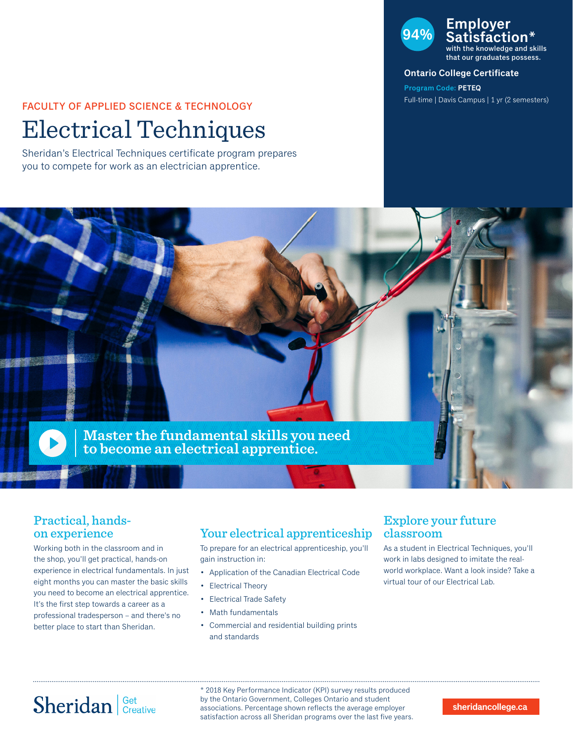FACULTY OF APPLIED SCIENCE & TECHNOLOGY

# Electrical Techniques

Sheridan's Electrical Techniques certificate program prepares you to compete for work as an electrician apprentice.

**94% Employer Satisfaction*** with the knowledge and skills that our graduates possess.

**Ontario College Certificate**

**Program Code:** PETEQ

Full-time | Davis Campus | 1 yr (2 semesters)

**Master the fundamental skills you need to become an electrical apprentice.**

## Practical, hands-on experience

Working both in the classroom and in the shop, you'll get practical, hands-on experience in electrical fundamentals. In just eight months you can master the basic skills you need to become an electrical apprentice. It's the first step towards a career as a professional tradesperson – and there's no better place to start than Sheridan.

## Your electrical apprenticeship

To prepare for an electrical apprenticeship, you'll gain instruction in:

- Application of the Canadian Electrical Code
- Electrical Theory
- Electrical Trade Safety
- Math fundamentals
- Commercial and residential building prints and standards

## Explore your future classroom

As a student in Electrical Techniques, you'll work in labs designed to imitate the real-world workplace. Want a look inside? Take a virtual tour of our Electrical Lab.

---

Sheridan | Get Creative

* 2018 Key Performance Indicator (KPI) survey results produced by the Ontario Government, Colleges Ontario and student associations. Percentage shown reflects the average employer satisfaction across all Sheridan programs over the last five years.

sheridancollege.ca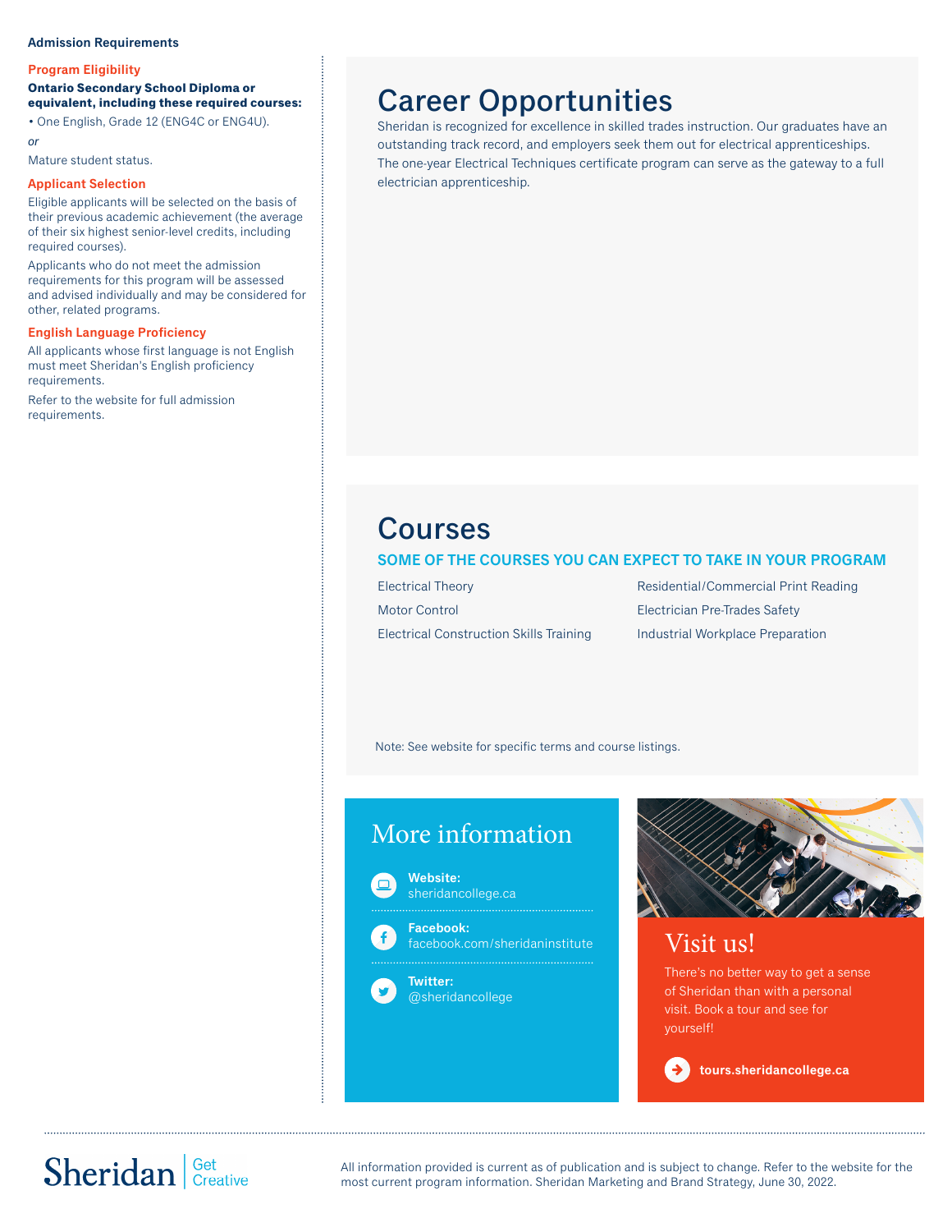## Admission Requirements

### Program Eligibility

**Ontario Secondary School Diploma or equivalent, including these required courses:**

- One English, Grade 12 (ENG4C or ENG4U).

*or*

Mature student status.

### Applicant Selection

Eligible applicants will be selected on the basis of their previous academic achievement (the average of their six highest senior-level credits, including required courses).

Applicants who do not meet the admission requirements for this program will be assessed and advised individually and may be considered for other, related programs.

### English Language Proficiency

All applicants whose first language is not English must meet Sheridan's English proficiency requirements.

Refer to the website for full admission requirements.

# Career Opportunities

Sheridan is recognized for excellence in skilled trades instruction. Our graduates have an outstanding track record, and employers seek them out for electrical apprenticeships. The one-year Electrical Techniques certificate program can serve as the gateway to a full electrician apprenticeship.

# Courses

## SOME OF THE COURSES YOU CAN EXPECT TO TAKE IN YOUR PROGRAM

- Electrical Theory
- Motor Control
- Electrical Construction Skills Training
- Residential/Commercial Print Reading
- Electrician Pre-Trades Safety
- Industrial Workplace Preparation

Note: See website for specific terms and course listings.

## More information

**Website:**
sheridancollege.ca

**Facebook:**
facebook.com/sheridaninstitute

**Twitter:**
@sheridancollege

## Visit us!

There's no better way to get a sense of Sheridan than with a personal visit. Book a tour and see for yourself!

**tours.sheridancollege.ca**

Sheridan | Get Creative

All information provided is current as of publication and is subject to change. Refer to the website for the most current program information. Sheridan Marketing and Brand Strategy, June 30, 2022.